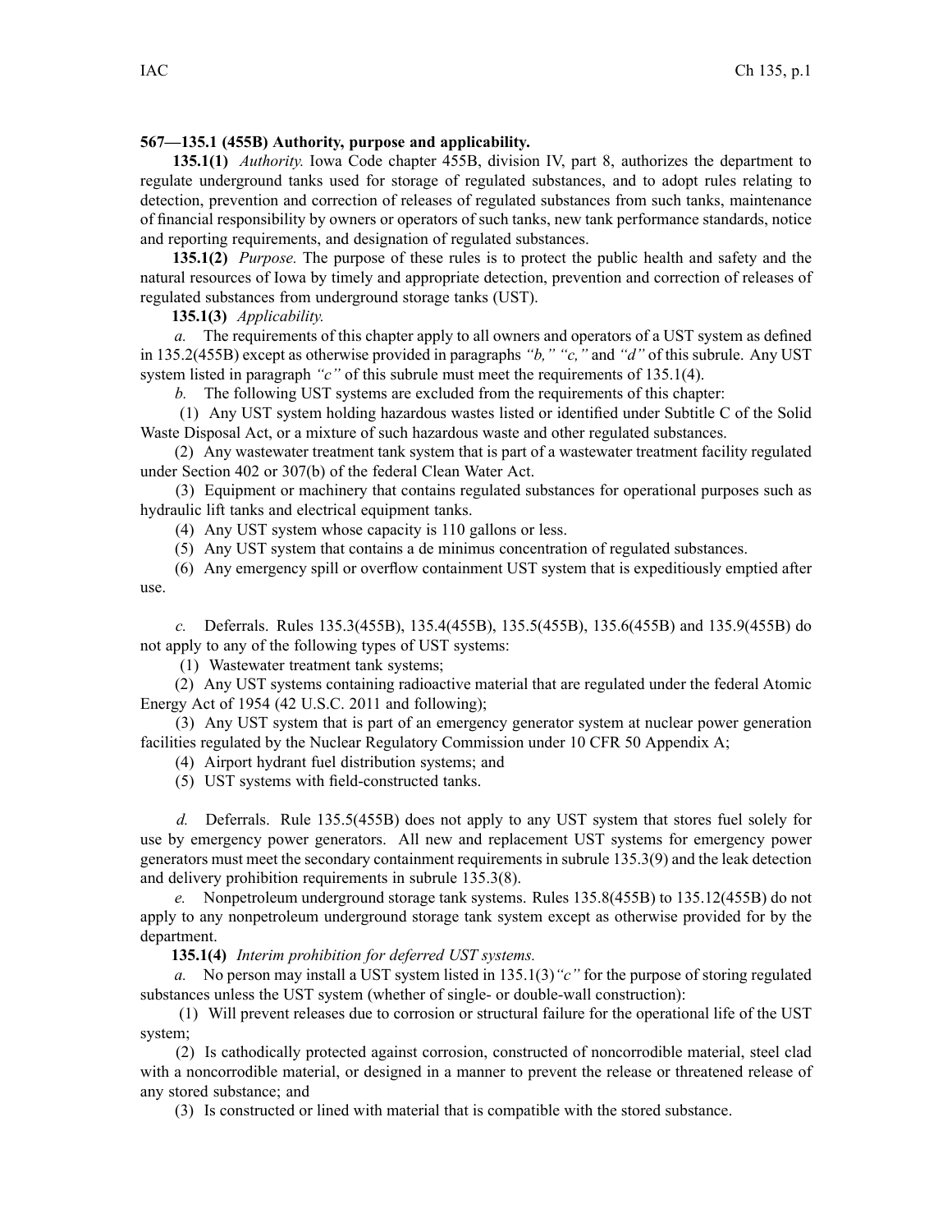**567—135.1 (455B) Authority, purpose and applicability.**

**135.1(1)** *Authority.* Iowa Code chapter 455B, division IV, part 8, authorizes the department to regulate underground tanks used for storage of regulated substances, and to adopt rules relating to detection, prevention and correction of releases of regulated substances from such tanks, maintenance of financial responsibility by owners or operators of such tanks, new tank performance standards, notice and reporting requirements, and designation of regulated substances.

**135.1(2)** *Purpose.* The purpose of these rules is to protect the public health and safety and the natural resources of Iowa by timely and appropriate detection, prevention and correction of releases of regulated substances from underground storage tanks (UST).

**135.1(3)** *Applicability.*

*a.* The requirements of this chapter apply to all owners and operators of a UST system as defined in 135.2(455B) except as otherwise provided in paragraphs *"b," "c,"* and *"d"* of this subrule. Any UST system listed in paragraph *"c"* of this subrule must meet the requirements of 135.1(4).

*b.* The following UST systems are excluded from the requirements of this chapter:

(1) Any UST system holding hazardous wastes listed or identified under Subtitle C of the Solid Waste Disposal Act, or a mixture of such hazardous waste and other regulated substances.

(2) Any wastewater treatment tank system that is part of a wastewater treatment facility regulated under Section 402 or 307(b) of the federal Clean Water Act.

(3) Equipment or machinery that contains regulated substances for operational purposes such as hydraulic lift tanks and electrical equipment tanks.

(4) Any UST system whose capacity is 110 gallons or less.

(5) Any UST system that contains a de minimus concentration of regulated substances.

(6) Any emergency spill or overflow containment UST system that is expeditiously emptied after use.

*c.* Deferrals. Rules 135.3(455B), 135.4(455B), 135.5(455B), 135.6(455B) and 135.9(455B) do not apply to any of the following types of UST systems:

(1) Wastewater treatment tank systems;

(2) Any UST systems containing radioactive material that are regulated under the federal Atomic Energy Act of 1954 (42 U.S.C. 2011 and following);

(3) Any UST system that is part of an emergency generator system at nuclear power generation facilities regulated by the Nuclear Regulatory Commission under 10 CFR 50 Appendix A;

(4) Airport hydrant fuel distribution systems; and

(5) UST systems with field-constructed tanks.

*d.* Deferrals. Rule 135.5(455B) does not apply to any UST system that stores fuel solely for use by emergency power generators. All new and replacement UST systems for emergency power generators must meet the secondary containment requirements in subrule 135.3(9) and the leak detection and delivery prohibition requirements in subrule 135.3(8).

*e.* Nonpetroleum underground storage tank systems. Rules 135.8(455B) to 135.12(455B) do not apply to any nonpetroleum underground storage tank system except as otherwise provided for by the department.

**135.1(4)** *Interim prohibition for deferred UST systems.*

*a.* No person may install a UST system listed in 135.1(3)*"c"* for the purpose of storing regulated substances unless the UST system (whether of single- or double-wall construction):

(1) Will prevent releases due to corrosion or structural failure for the operational life of the UST system;

(2) Is cathodically protected against corrosion, constructed of noncorrodible material, steel clad with a noncorrodible material, or designed in a manner to prevent the release or threatened release of any stored substance; and

(3) Is constructed or lined with material that is compatible with the stored substance.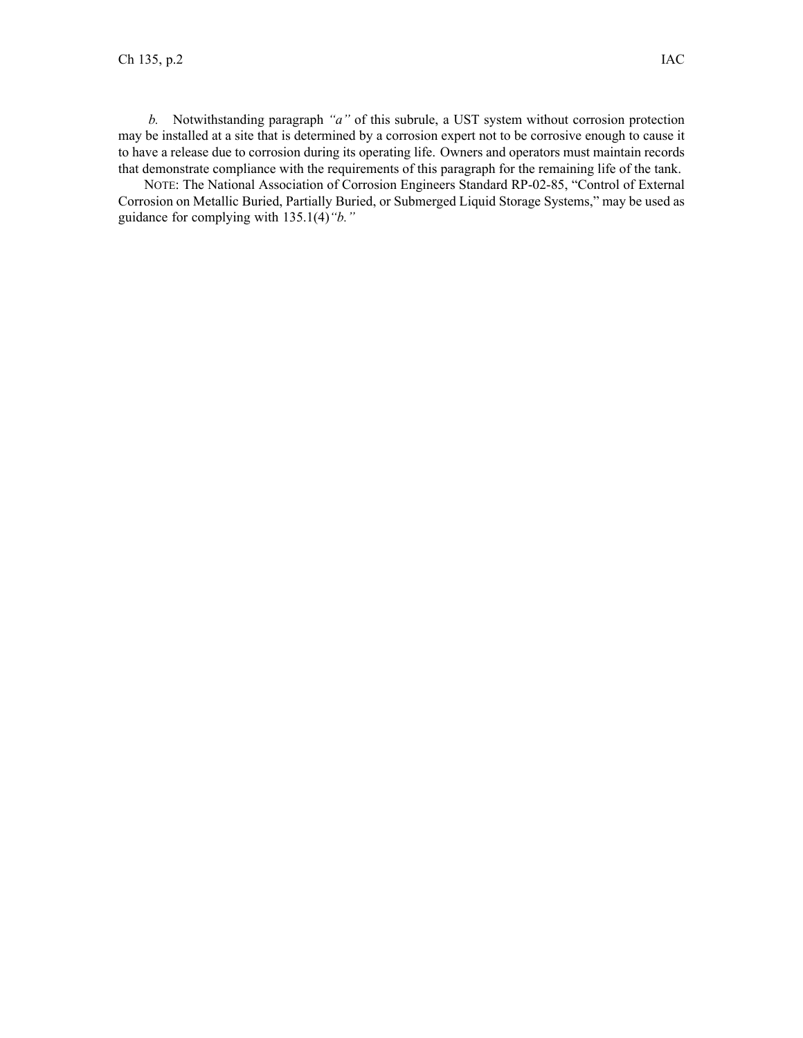*b.* Notwithstanding paragraph *"a"* of this subrule, a UST system without corrosion protection may be installed at a site that is determined by a corrosion expert not to be corrosive enough to cause it to have a release due to corrosion during its operating life. Owners and operators must maintain records that demonstrate compliance with the requirements of this paragraph for the remaining life of the tank.

NOTE: The National Association of Corrosion Engineers Standard RP-02-85, "Control of External Corrosion on Metallic Buried, Partially Buried, or Submerged Liquid Storage Systems," may be used as guidance for complying with 135.1(4)*"b."*